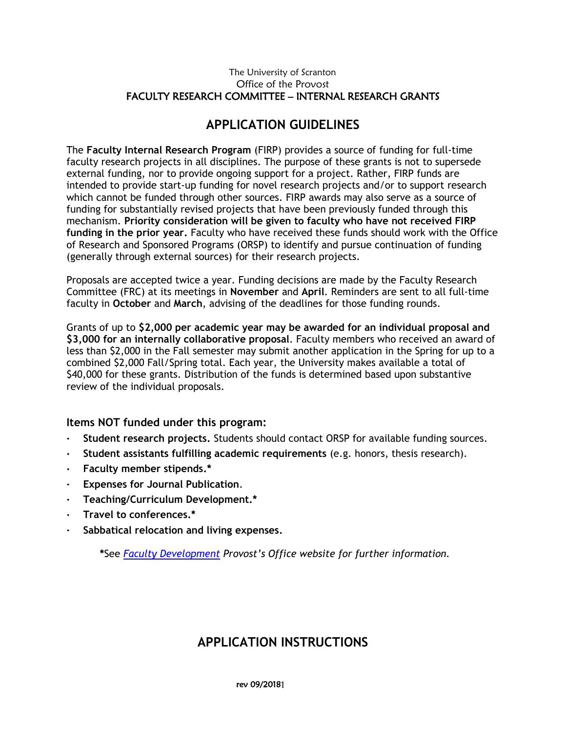The University of Scranton
Office of the Provost
FACULTY RESEARCH COMMITTEE – INTERNAL RESEARCH GRANTS

# APPLICATION GUIDELINES

The **Faculty Internal Research Program** (FIRP) provides a source of funding for full-time faculty research projects in all disciplines. The purpose of these grants is not to supersede external funding, nor to provide ongoing support for a project. Rather, FIRP funds are intended to provide start-up funding for novel research projects and/or to support research which cannot be funded through other sources. FIRP awards may also serve as a source of funding for substantially revised projects that have been previously funded through this mechanism. **Priority consideration will be given to faculty who have not received FIRP funding in the prior year.** Faculty who have received these funds should work with the Office of Research and Sponsored Programs (ORSP) to identify and pursue continuation of funding (generally through external sources) for their research projects.

Proposals are accepted twice a year. Funding decisions are made by the Faculty Research Committee (FRC) at its meetings in **November** and **April**. Reminders are sent to all full-time faculty in **October** and **March**, advising of the deadlines for those funding rounds.

Grants of up to **$2,000 per academic year may be awarded for an individual proposal and $3,000 for an internally collaborative proposal**. Faculty members who received an award of less than $2,000 in the Fall semester may submit another application in the Spring for up to a combined $2,000 Fall/Spring total. Each year, the University makes available a total of $40,000 for these grants. Distribution of the funds is determined based upon substantive review of the individual proposals.

### Items NOT funded under this program:

- **Student research projects.** Students should contact ORSP for available funding sources.
- **Student assistants fulfilling academic requirements** (e.g. honors, thesis research).
- **Faculty member stipends.***
- **Expenses for Journal Publication**.
- **Teaching/Curriculum Development.***
- **Travel to conferences.***
- **Sabbatical relocation and living expenses.**

***See** *Faculty Development Provost's Office website for further information.*

# APPLICATION INSTRUCTIONS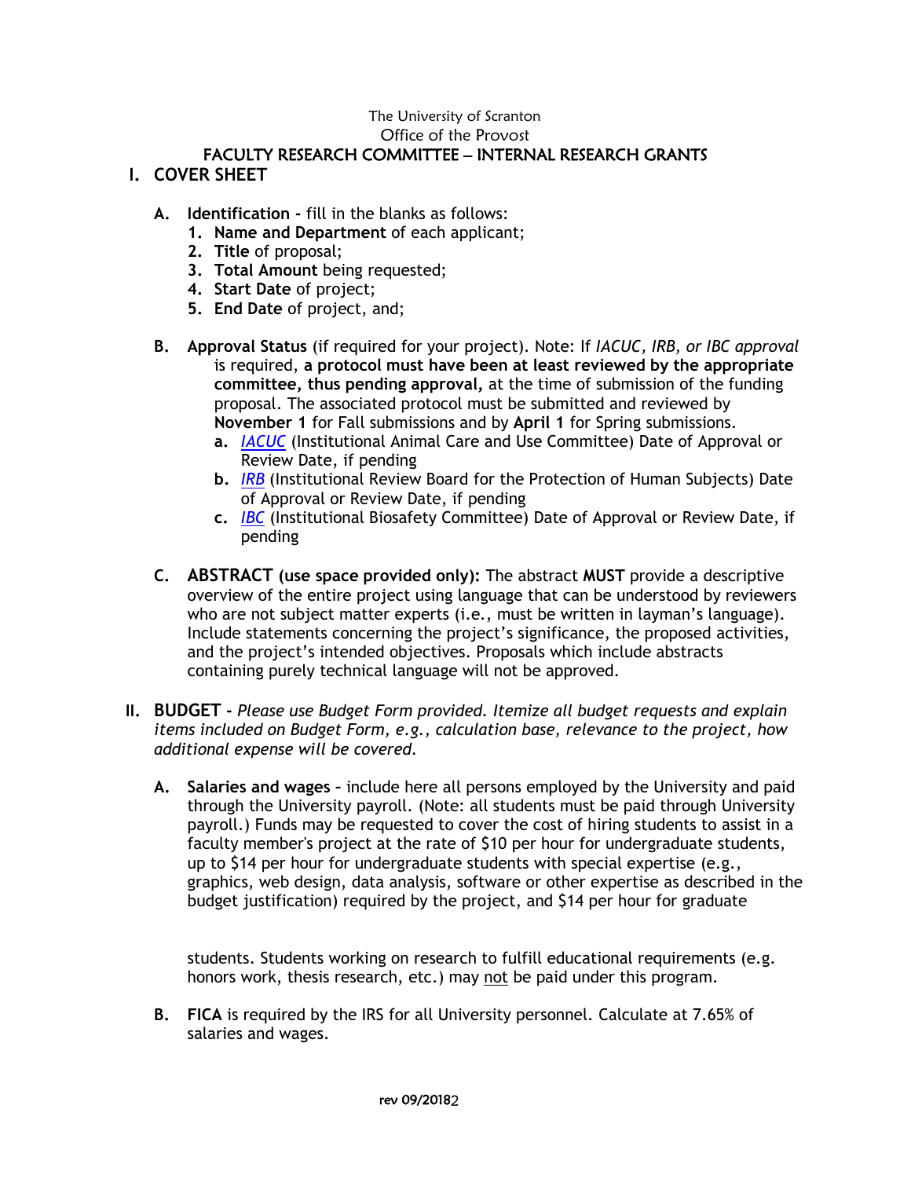The University of Scranton

Office of the Provost

# FACULTY RESEARCH COMMITTEE – INTERNAL RESEARCH GRANTS

## I. COVER SHEET

**A. Identification -** fill in the blanks as follows:

1. **Name and Department** of each applicant;
2. **Title** of proposal;
3. **Total Amount** being requested;
4. **Start Date** of project;
5. **End Date** of project, and;

**B. Approval Status** (if required for your project). Note: If *IACUC, IRB, or IBC approval* is required, **a protocol must have been at least reviewed by the appropriate committee, thus pending approval,** at the time of submission of the funding proposal. The associated protocol must be submitted and reviewed by **November 1** for Fall submissions and by **April 1** for Spring submissions.

- **a.** *IACUC* (Institutional Animal Care and Use Committee) Date of Approval or Review Date, if pending
- **b.** *IRB* (Institutional Review Board for the Protection of Human Subjects) Date of Approval or Review Date, if pending
- **c.** *IBC* (Institutional Biosafety Committee) Date of Approval or Review Date, if pending

**C. ABSTRACT (use space provided only):** The abstract **MUST** provide a descriptive overview of the entire project using language that can be understood by reviewers who are not subject matter experts (i.e., must be written in layman's language). Include statements concerning the project's significance, the proposed activities, and the project's intended objectives. Proposals which include abstracts containing purely technical language will not be approved.

## II. BUDGET - *Please use Budget Form provided. Itemize all budget requests and explain items included on Budget Form, e.g., calculation base, relevance to the project, how additional expense will be covered.*

**A. Salaries and wages** – include here all persons employed by the University and paid through the University payroll. (Note: all students must be paid through University payroll.) Funds may be requested to cover the cost of hiring students to assist in a faculty member's project at the rate of $10 per hour for undergraduate students, up to $14 per hour for undergraduate students with special expertise (e.g., graphics, web design, data analysis, software or other expertise as described in the budget justification) required by the project, and $14 per hour for graduate students. Students working on research to fulfill educational requirements (e.g. honors work, thesis research, etc.) may not be paid under this program.

**B. FICA** is required by the IRS for all University personnel. Calculate at 7.65% of salaries and wages.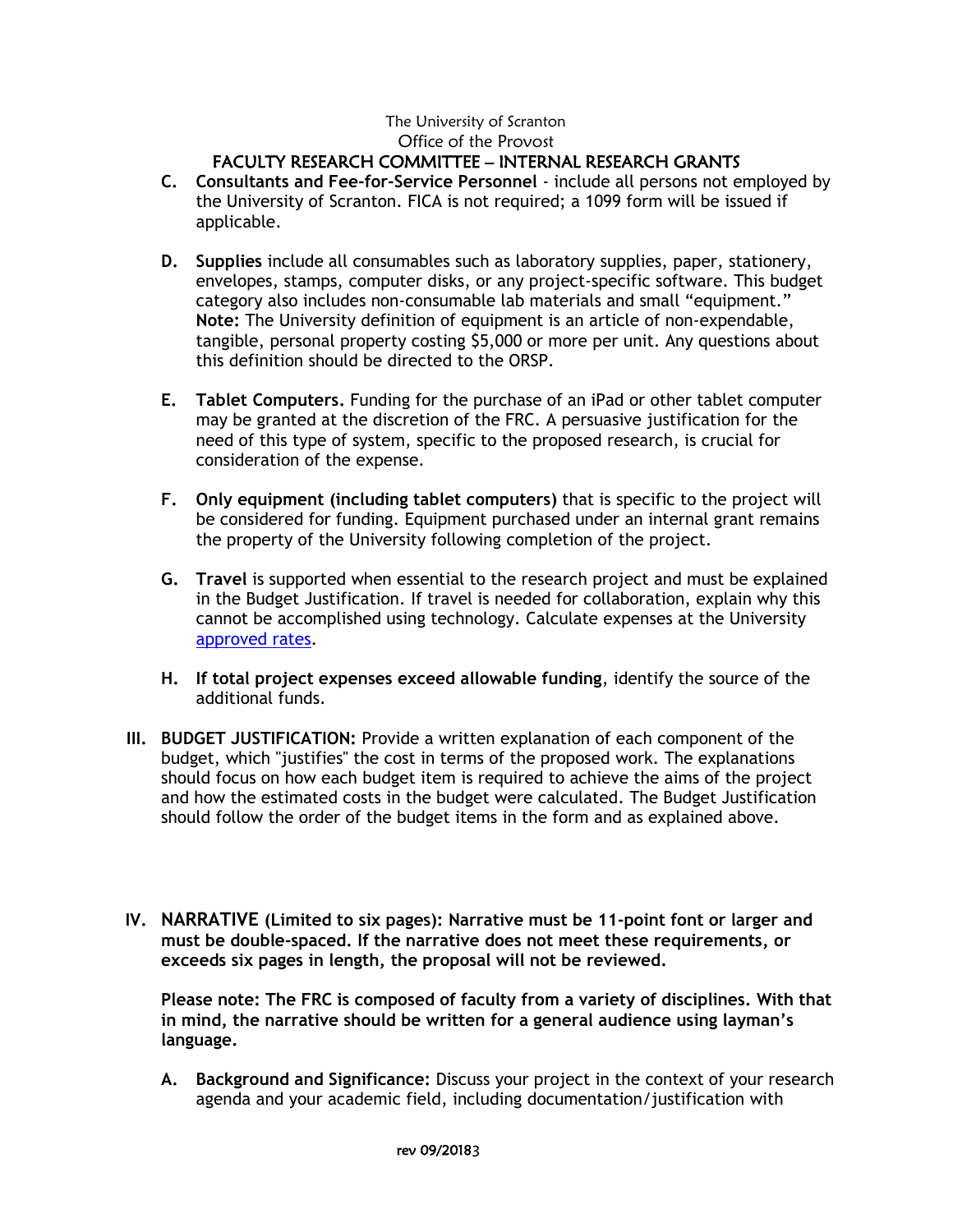- **C. Consultants and Fee-for-Service Personnel** - include all persons not employed by the University of Scranton. FICA is not required; a 1099 form will be issued if applicable.

- **D. Supplies** include all consumables such as laboratory supplies, paper, stationery, envelopes, stamps, computer disks, or any project-specific software. This budget category also includes non-consumable lab materials and small "equipment." **Note:** The University definition of equipment is an article of non-expendable, tangible, personal property costing $5,000 or more per unit. Any questions about this definition should be directed to the ORSP.

- **E. Tablet Computers.** Funding for the purchase of an iPad or other tablet computer may be granted at the discretion of the FRC. A persuasive justification for the need of this type of system, specific to the proposed research, is crucial for consideration of the expense.

- **F. Only equipment (including tablet computers)** that is specific to the project will be considered for funding. Equipment purchased under an internal grant remains the property of the University following completion of the project.

- **G. Travel** is supported when essential to the research project and must be explained in the Budget Justification. If travel is needed for collaboration, explain why this cannot be accomplished using technology. Calculate expenses at the University approved rates.

- **H. If total project expenses exceed allowable funding**, identify the source of the additional funds.

**III. BUDGET JUSTIFICATION:** Provide a written explanation of each component of the budget, which "justifies" the cost in terms of the proposed work. The explanations should focus on how each budget item is required to achieve the aims of the project and how the estimated costs in the budget were calculated. The Budget Justification should follow the order of the budget items in the form and as explained above.

**IV. NARRATIVE (Limited to six pages): Narrative must be 11-point font or larger and must be double-spaced. If the narrative does not meet these requirements, or exceeds six pages in length, the proposal will not be reviewed.**

**Please note: The FRC is composed of faculty from a variety of disciplines. With that in mind, the narrative should be written for a general audience using layman's language.**

- **A. Background and Significance:** Discuss your project in the context of your research agenda and your academic field, including documentation/justification with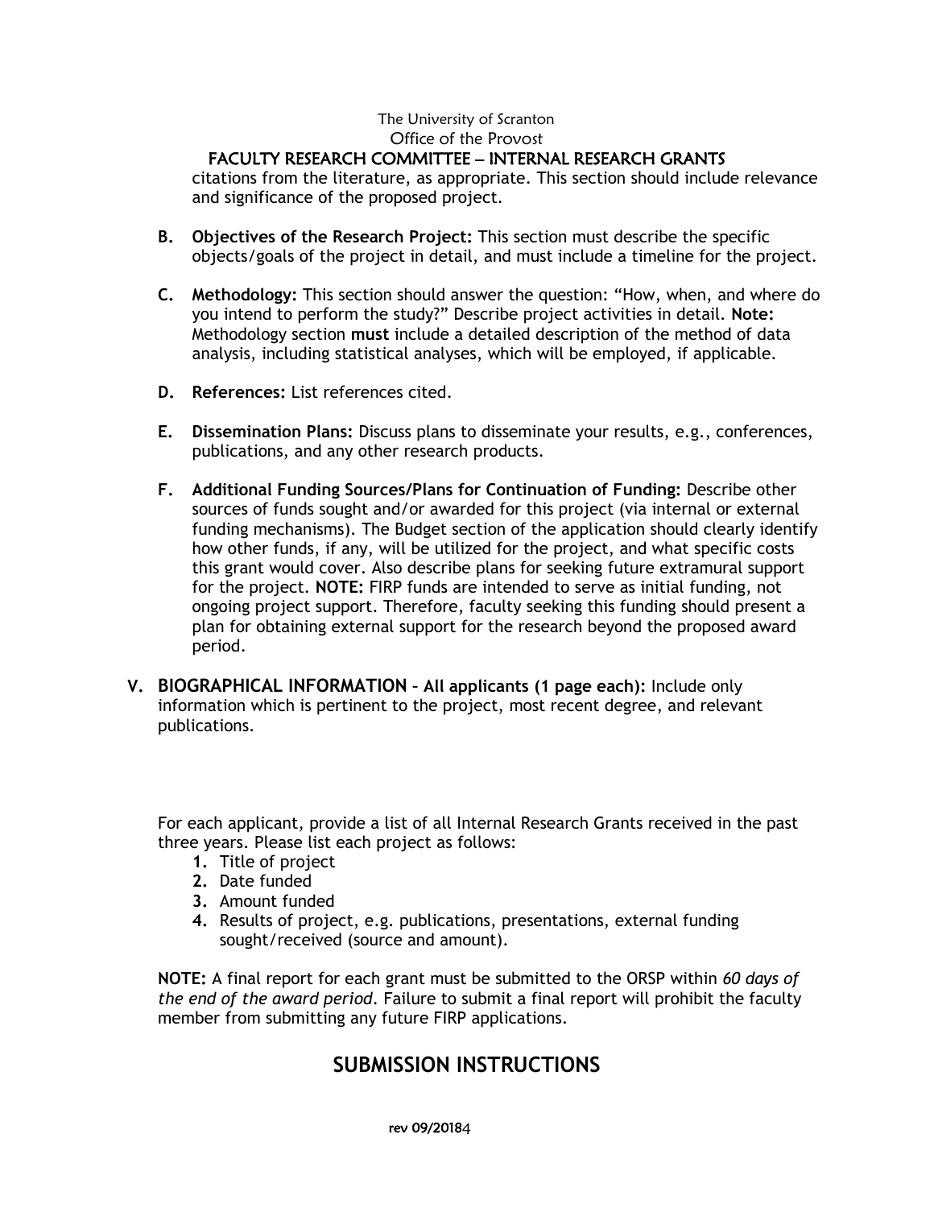citations from the literature, as appropriate. This section should include relevance and significance of the proposed project.

**B. Objectives of the Research Project:** This section must describe the specific objects/goals of the project in detail, and must include a timeline for the project.

**C. Methodology:** This section should answer the question: "How, when, and where do you intend to perform the study?" Describe project activities in detail. **Note:** Methodology section **must** include a detailed description of the method of data analysis, including statistical analyses, which will be employed, if applicable.

**D. References:** List references cited.

**E. Dissemination Plans:** Discuss plans to disseminate your results, e.g., conferences, publications, and any other research products.

**F. Additional Funding Sources/Plans for Continuation of Funding:** Describe other sources of funds sought and/or awarded for this project (via internal or external funding mechanisms). The Budget section of the application should clearly identify how other funds, if any, will be utilized for the project, and what specific costs this grant would cover. Also describe plans for seeking future extramural support for the project. **NOTE:** FIRP funds are intended to serve as initial funding, not ongoing project support. Therefore, faculty seeking this funding should present a plan for obtaining external support for the research beyond the proposed award period.

**V. BIOGRAPHICAL INFORMATION – All applicants (1 page each):** Include only information which is pertinent to the project, most recent degree, and relevant publications.

For each applicant, provide a list of all Internal Research Grants received in the past three years. Please list each project as follows:

1. Title of project
2. Date funded
3. Amount funded
4. Results of project, e.g. publications, presentations, external funding sought/received (source and amount).

**NOTE:** A final report for each grant must be submitted to the ORSP within *60 days of the end of the award period*. Failure to submit a final report will prohibit the faculty member from submitting any future FIRP applications.

## SUBMISSION INSTRUCTIONS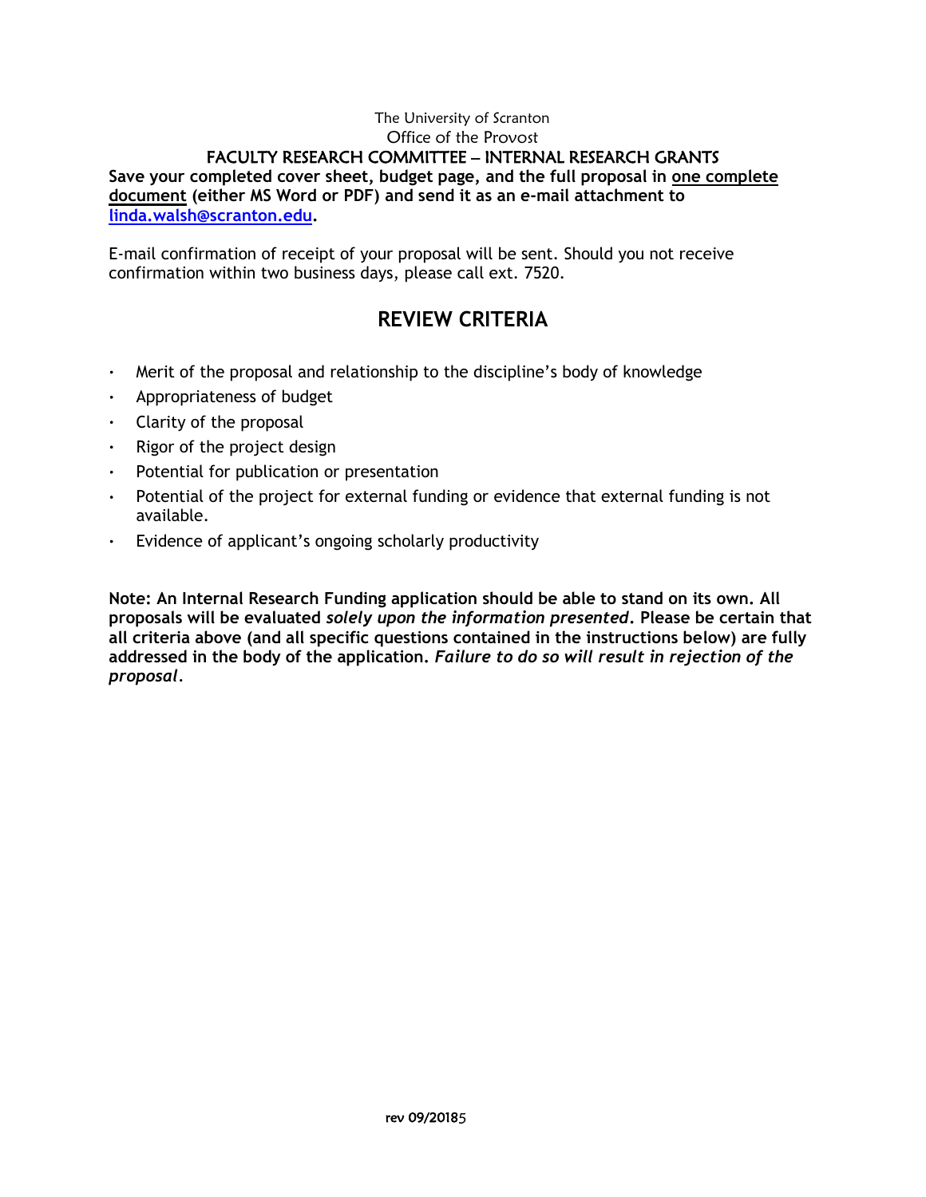The University of Scranton
Office of the Provost

**FACULTY RESEARCH COMMITTEE – INTERNAL RESEARCH GRANTS**

**Save your completed cover sheet, budget page, and the full proposal in <u>one complete document</u> (either MS Word or PDF) and send it as an e-mail attachment to [linda.walsh@scranton.edu](mailto:linda.walsh@scranton.edu).**

E-mail confirmation of receipt of your proposal will be sent. Should you not receive confirmation within two business days, please call ext. 7520.

## REVIEW CRITERIA

- Merit of the proposal and relationship to the discipline's body of knowledge
- Appropriateness of budget
- Clarity of the proposal
- Rigor of the project design
- Potential for publication or presentation
- Potential of the project for external funding or evidence that external funding is not available.
- Evidence of applicant's ongoing scholarly productivity

**Note: An Internal Research Funding application should be able to stand on its own. All proposals will be evaluated *solely upon the information presented*. Please be certain that all criteria above (and all specific questions contained in the instructions below) are fully addressed in the body of the application. *Failure to do so will result in rejection of the proposal*.**

rev 09/2018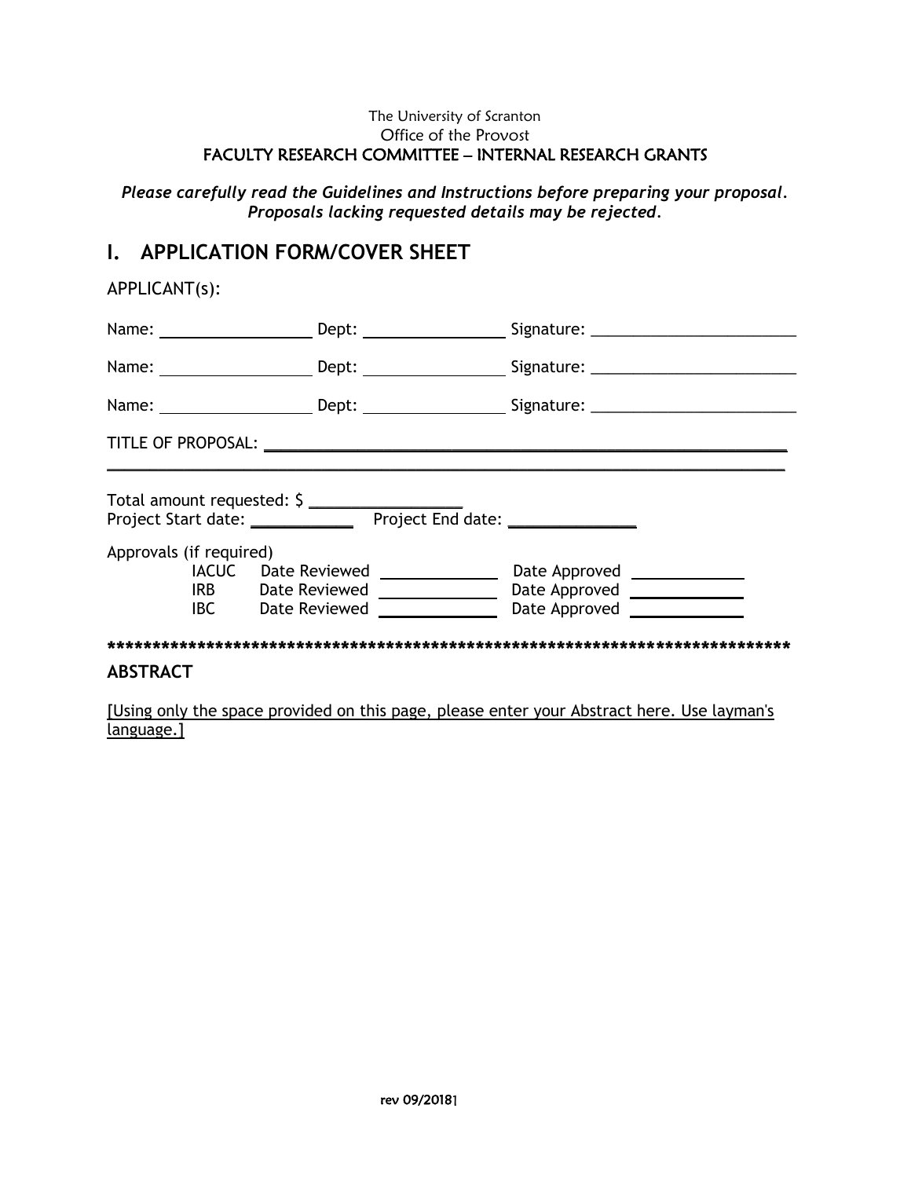The University of Scranton
Office of the Provost
FACULTY RESEARCH COMMITTEE – INTERNAL RESEARCH GRANTS

***Please carefully read the Guidelines and Instructions before preparing your proposal. Proposals lacking requested details may be rejected.***

## I. APPLICATION FORM/COVER SHEET

APPLICANT(s):

Name: ________________ Dept: ________________ Signature: ______________________

Name: ________________ Dept: ________________ Signature: ______________________

Name: ________________ Dept: ________________ Signature: ______________________

TITLE OF PROPOSAL: ____________________________________________________________

_______________________________________________________________________________

Total amount requested: $ ________________
Project Start date: ___________ Project End date: _____________

Approvals (if required)

| | | | | |
|---|---|---|---|---|
| IACUC | Date Reviewed | ____________ | Date Approved | ____________ |
| IRB | Date Reviewed | ____________ | Date Approved | ____________ |
| IBC | Date Reviewed | ____________ | Date Approved | ____________ |

**********************************************************************************

**ABSTRACT**

[Using only the space provided on this page, please enter your Abstract here. Use layman's language.]

rev 09/2018]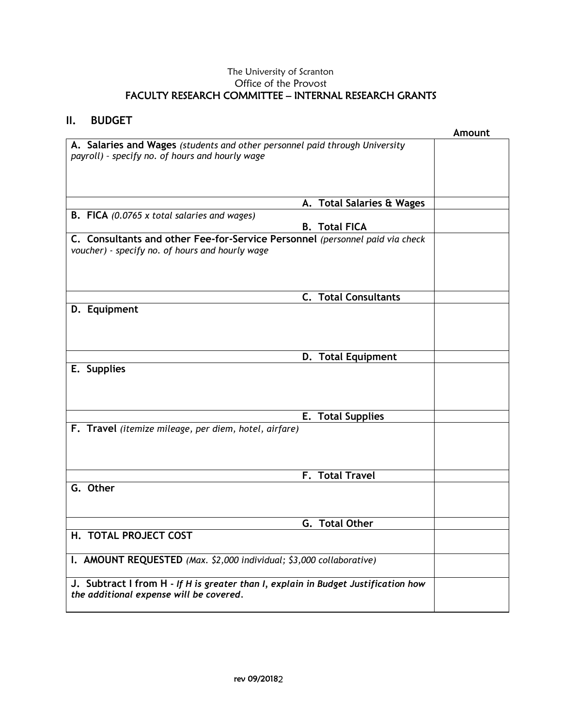The University of Scranton
Office of the Provost
FACULTY RESEARCH COMMITTEE – INTERNAL RESEARCH GRANTS

## II. BUDGET

| | Amount |
|---|---|
| **A. Salaries and Wages** *(students and other personnel paid through University payroll) – specify no. of hours and hourly wage* | |
| **A. Total Salaries & Wages** | |
| **B. FICA** *(0.0765 x total salaries and wages)* **B. Total FICA** | |
| **C. Consultants and other Fee-for-Service Personnel** *(personnel paid via check voucher) - specify no. of hours and hourly wage* | |
| **C. Total Consultants** | |
| **D. Equipment** | |
| **D. Total Equipment** | |
| **E. Supplies** | |
| **E. Total Supplies** | |
| **F. Travel** *(itemize mileage, per diem, hotel, airfare)* | |
| **F. Total Travel** | |
| **G. Other** | |
| **G. Total Other** | |
| **H. TOTAL PROJECT COST** | |
| **I. AMOUNT REQUESTED** *(Max. $2,000 individual; $3,000 collaborative)* | |
| **J. Subtract I from H** - ***If H is greater than I, explain in Budget Justification how the additional expense will be covered.*** | |

rev 09/2018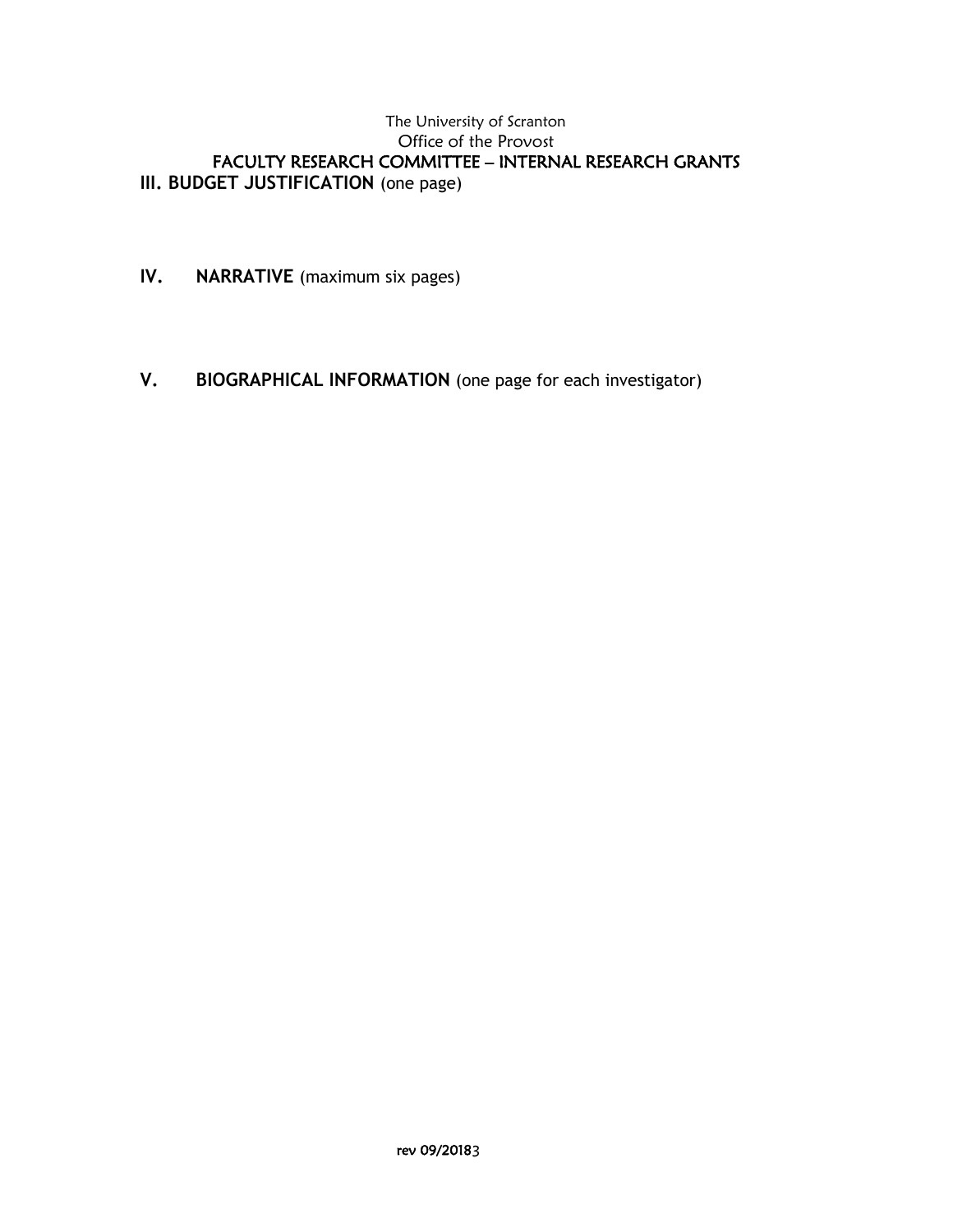The University of Scranton
Office of the Provost
FACULTY RESEARCH COMMITTEE – INTERNAL RESEARCH GRANTS

**III. BUDGET JUSTIFICATION** (one page)

**IV. NARRATIVE** (maximum six pages)

**V. BIOGRAPHICAL INFORMATION** (one page for each investigator)